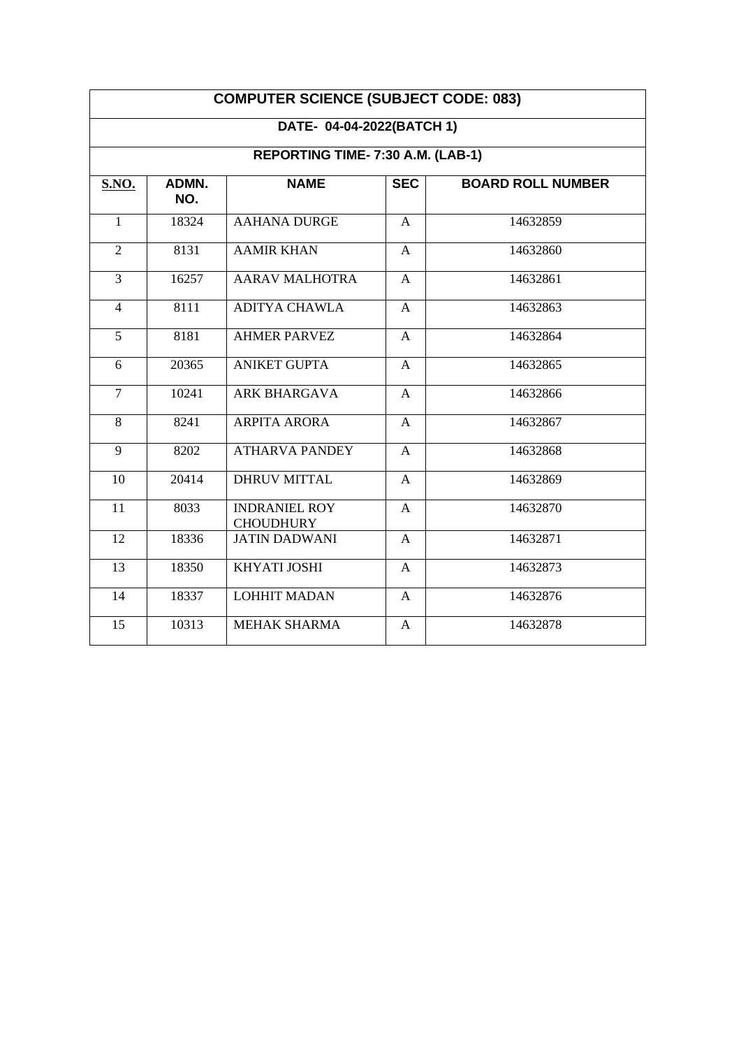## COMPUTER SCIENCE (SUBJECT CODE: 083)

### DATE- 04-04-2022(BATCH 1)

### REPORTING TIME- 7:30 A.M. (LAB-1)

| S.NO. | ADMN. NO. | NAME | SEC | BOARD ROLL NUMBER |
|---|---|---|---|---|
| 1 | 18324 | AAHANA DURGE | A | 14632859 |
| 2 | 8131 | AAMIR KHAN | A | 14632860 |
| 3 | 16257 | AARAV MALHOTRA | A | 14632861 |
| 4 | 8111 | ADITYA CHAWLA | A | 14632863 |
| 5 | 8181 | AHMER PARVEZ | A | 14632864 |
| 6 | 20365 | ANIKET GUPTA | A | 14632865 |
| 7 | 10241 | ARK BHARGAVA | A | 14632866 |
| 8 | 8241 | ARPITA ARORA | A | 14632867 |
| 9 | 8202 | ATHARVA PANDEY | A | 14632868 |
| 10 | 20414 | DHRUV MITTAL | A | 14632869 |
| 11 | 8033 | INDRANIEL ROY CHOUDHURY | A | 14632870 |
| 12 | 18336 | JATIN DADWANI | A | 14632871 |
| 13 | 18350 | KHYATI JOSHI | A | 14632873 |
| 14 | 18337 | LOHHIT MADAN | A | 14632876 |
| 15 | 10313 | MEHAK SHARMA | A | 14632878 |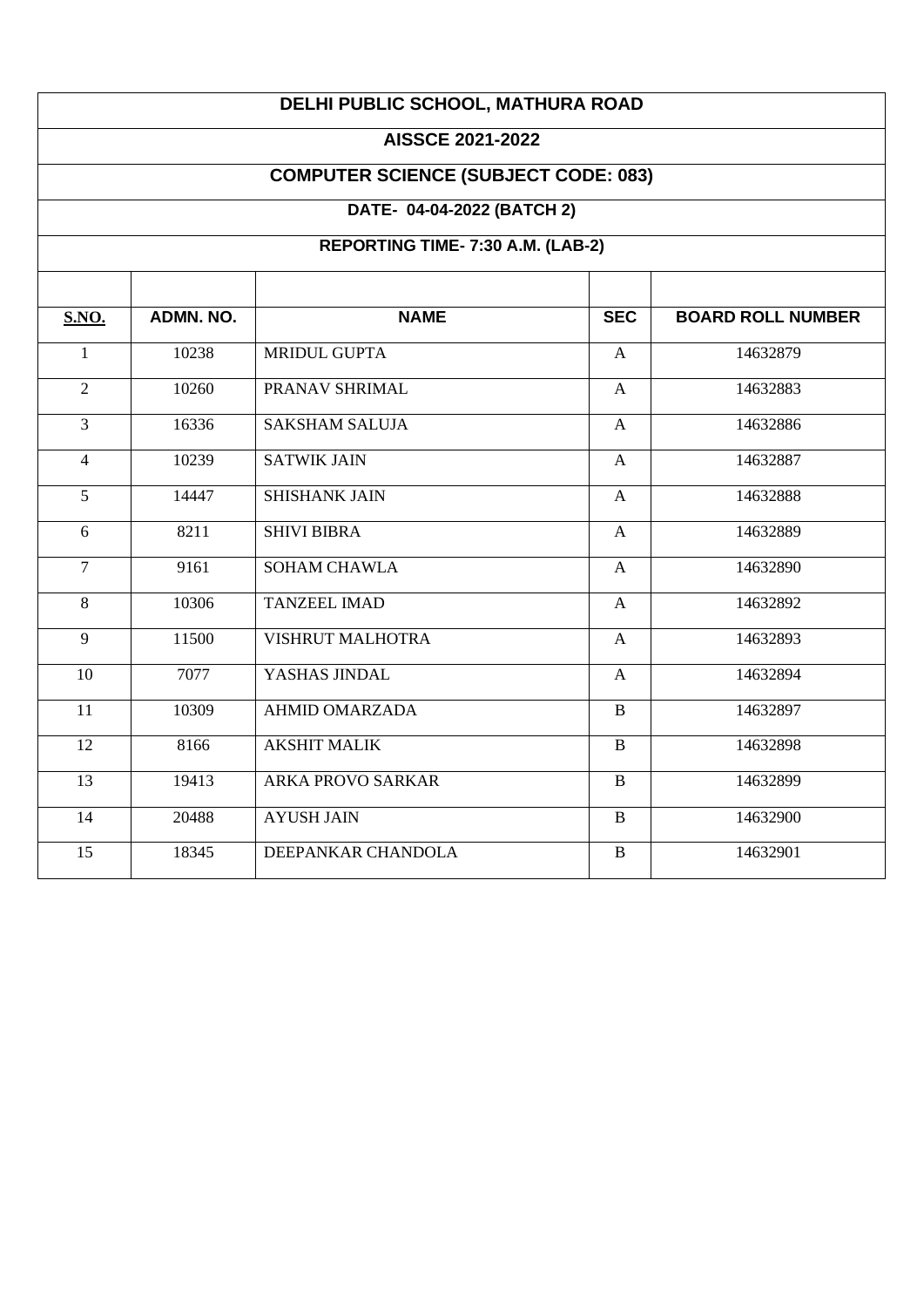## DELHI PUBLIC SCHOOL, MATHURA ROAD

## AISSCE 2021-2022

## COMPUTER SCIENCE (SUBJECT CODE: 083)

### DATE- 04-04-2022 (BATCH 2)

### REPORTING TIME- 7:30 A.M. (LAB-2)

| S.NO. | ADMN. NO. | NAME | SEC | BOARD ROLL NUMBER |
|---|---|---|---|---|
| 1 | 10238 | MRIDUL GUPTA | A | 14632879 |
| 2 | 10260 | PRANAV SHRIMAL | A | 14632883 |
| 3 | 16336 | SAKSHAM SALUJA | A | 14632886 |
| 4 | 10239 | SATWIK JAIN | A | 14632887 |
| 5 | 14447 | SHISHANK JAIN | A | 14632888 |
| 6 | 8211 | SHIVI BIBRA | A | 14632889 |
| 7 | 9161 | SOHAM CHAWLA | A | 14632890 |
| 8 | 10306 | TANZEEL IMAD | A | 14632892 |
| 9 | 11500 | VISHRUT MALHOTRA | A | 14632893 |
| 10 | 7077 | YASHAS JINDAL | A | 14632894 |
| 11 | 10309 | AHMID OMARZADA | B | 14632897 |
| 12 | 8166 | AKSHIT MALIK | B | 14632898 |
| 13 | 19413 | ARKA PROVO SARKAR | B | 14632899 |
| 14 | 20488 | AYUSH JAIN | B | 14632900 |
| 15 | 18345 | DEEPANKAR CHANDOLA | B | 14632901 |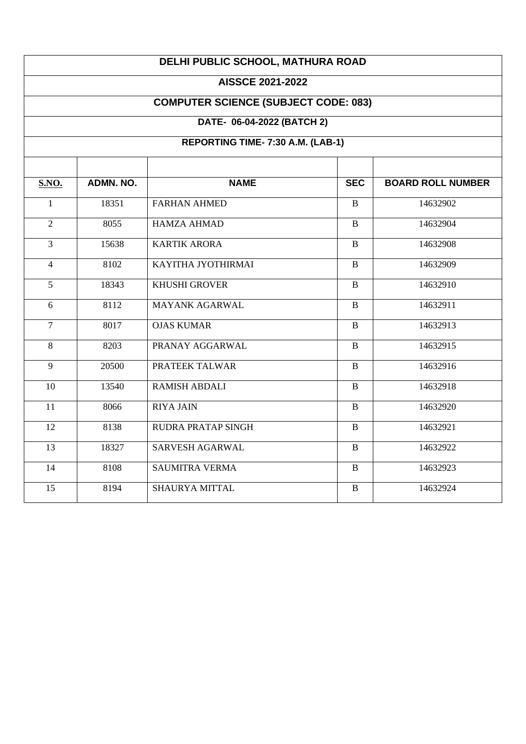# DELHI PUBLIC SCHOOL, MATHURA ROAD

## AISSCE 2021-2022

## COMPUTER SCIENCE (SUBJECT CODE: 083)

### DATE- 06-04-2022 (BATCH 2)

### REPORTING TIME- 7:30 A.M. (LAB-1)

| S.NO. | ADMN. NO. | NAME | SEC | BOARD ROLL NUMBER |
|---|---|---|---|---|
| 1 | 18351 | FARHAN AHMED | B | 14632902 |
| 2 | 8055 | HAMZA AHMAD | B | 14632904 |
| 3 | 15638 | KARTIK ARORA | B | 14632908 |
| 4 | 8102 | KAYITHA JYOTHIRMAI | B | 14632909 |
| 5 | 18343 | KHUSHI GROVER | B | 14632910 |
| 6 | 8112 | MAYANK AGARWAL | B | 14632911 |
| 7 | 8017 | OJAS KUMAR | B | 14632913 |
| 8 | 8203 | PRANAY AGGARWAL | B | 14632915 |
| 9 | 20500 | PRATEEK TALWAR | B | 14632916 |
| 10 | 13540 | RAMISH ABDALI | B | 14632918 |
| 11 | 8066 | RIYA JAIN | B | 14632920 |
| 12 | 8138 | RUDRA PRATAP SINGH | B | 14632921 |
| 13 | 18327 | SARVESH AGARWAL | B | 14632922 |
| 14 | 8108 | SAUMITRA VERMA | B | 14632923 |
| 15 | 8194 | SHAURYA MITTAL | B | 14632924 |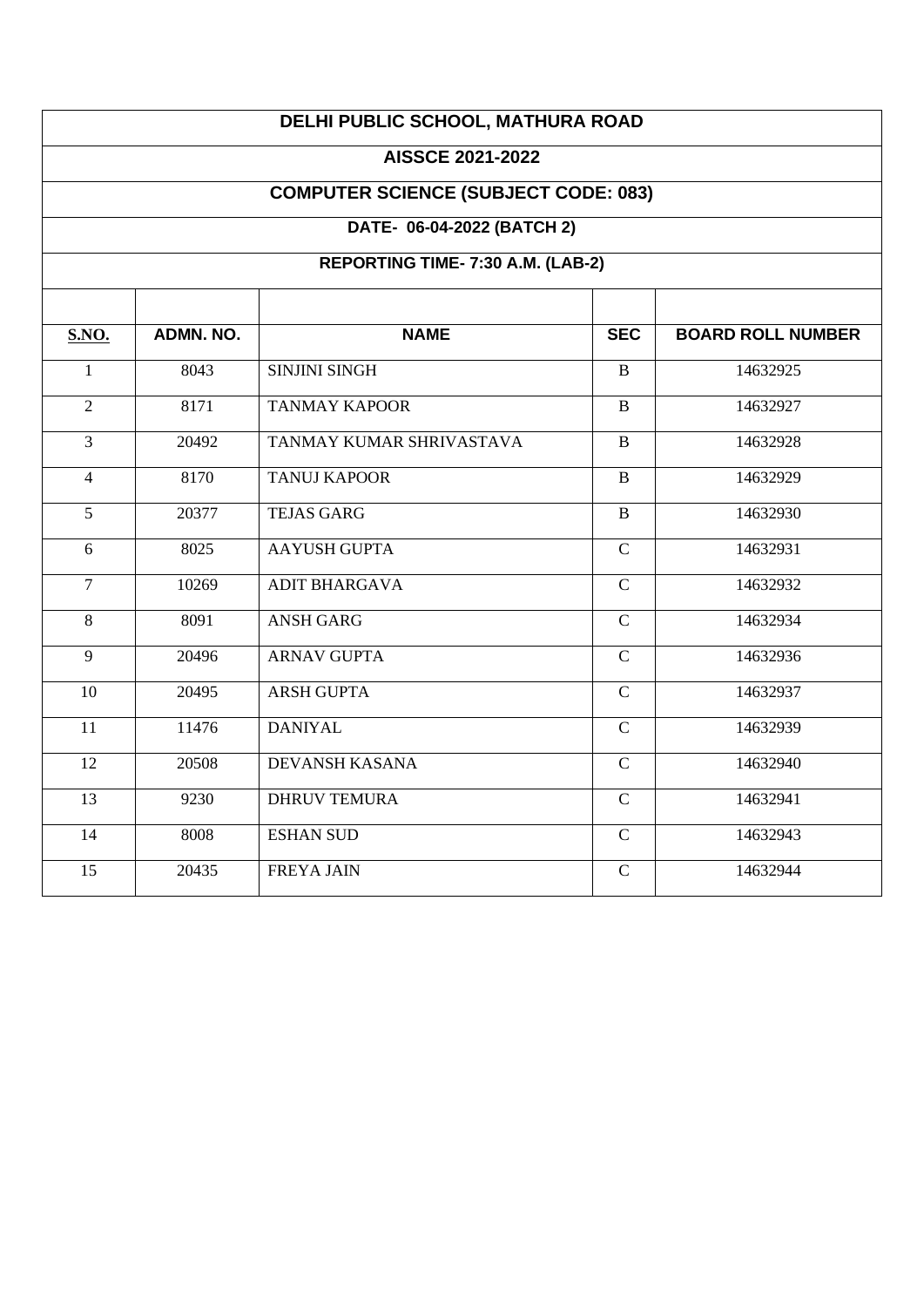## DELHI PUBLIC SCHOOL, MATHURA ROAD

### AISSCE 2021-2022

### COMPUTER SCIENCE (SUBJECT CODE: 083)

### DATE- 06-04-2022 (BATCH 2)

### REPORTING TIME- 7:30 A.M. (LAB-2)

| S.NO. | ADMN. NO. | NAME | SEC | BOARD ROLL NUMBER |
|---|---|---|---|---|
| 1 | 8043 | SINJINI SINGH | B | 14632925 |
| 2 | 8171 | TANMAY KAPOOR | B | 14632927 |
| 3 | 20492 | TANMAY KUMAR SHRIVASTAVA | B | 14632928 |
| 4 | 8170 | TANUJ KAPOOR | B | 14632929 |
| 5 | 20377 | TEJAS GARG | B | 14632930 |
| 6 | 8025 | AAYUSH GUPTA | C | 14632931 |
| 7 | 10269 | ADIT BHARGAVA | C | 14632932 |
| 8 | 8091 | ANSH GARG | C | 14632934 |
| 9 | 20496 | ARNAV GUPTA | C | 14632936 |
| 10 | 20495 | ARSH GUPTA | C | 14632937 |
| 11 | 11476 | DANIYAL | C | 14632939 |
| 12 | 20508 | DEVANSH KASANA | C | 14632940 |
| 13 | 9230 | DHRUV TEMURA | C | 14632941 |
| 14 | 8008 | ESHAN SUD | C | 14632943 |
| 15 | 20435 | FREYA JAIN | C | 14632944 |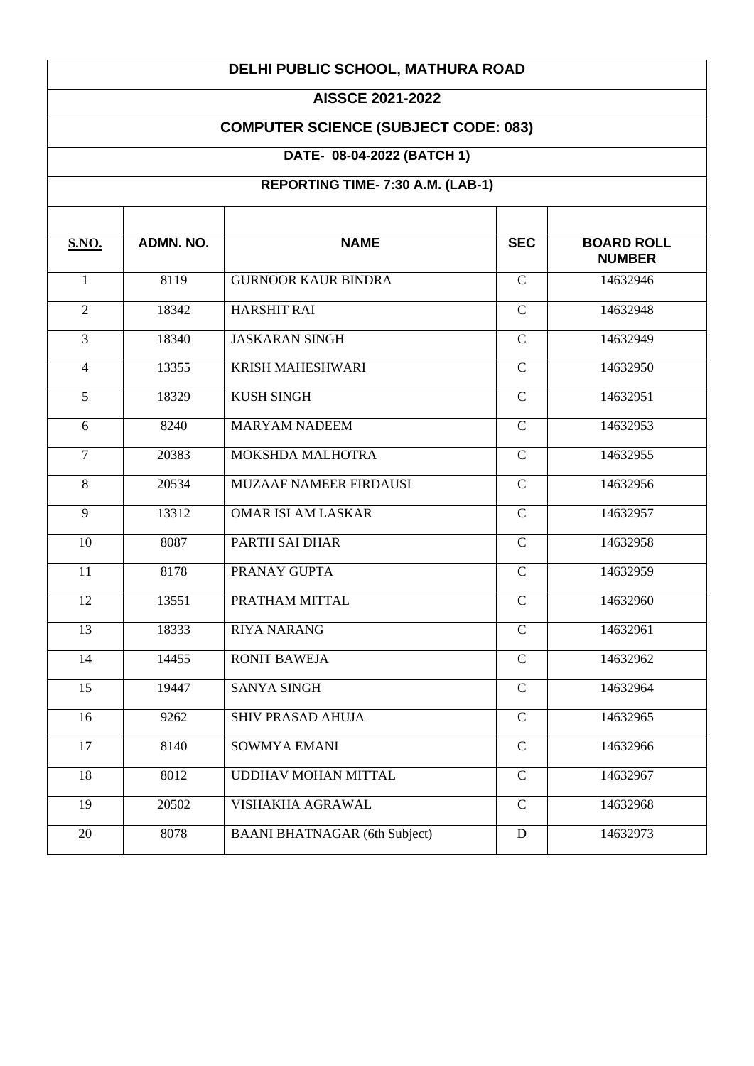# DELHI PUBLIC SCHOOL, MATHURA ROAD

## AISSCE 2021-2022

## COMPUTER SCIENCE (SUBJECT CODE: 083)

### DATE- 08-04-2022 (BATCH 1)

### REPORTING TIME- 7:30 A.M. (LAB-1)

| S.NO. | ADMN. NO. | NAME | SEC | BOARD ROLL NUMBER |
|---|---|---|---|---|
| 1 | 8119 | GURNOOR KAUR BINDRA | C | 14632946 |
| 2 | 18342 | HARSHIT RAI | C | 14632948 |
| 3 | 18340 | JASKARAN SINGH | C | 14632949 |
| 4 | 13355 | KRISH MAHESHWARI | C | 14632950 |
| 5 | 18329 | KUSH SINGH | C | 14632951 |
| 6 | 8240 | MARYAM NADEEM | C | 14632953 |
| 7 | 20383 | MOKSHDA MALHOTRA | C | 14632955 |
| 8 | 20534 | MUZAAF NAMEER FIRDAUSI | C | 14632956 |
| 9 | 13312 | OMAR ISLAM LASKAR | C | 14632957 |
| 10 | 8087 | PARTH SAI DHAR | C | 14632958 |
| 11 | 8178 | PRANAY GUPTA | C | 14632959 |
| 12 | 13551 | PRATHAM MITTAL | C | 14632960 |
| 13 | 18333 | RIYA NARANG | C | 14632961 |
| 14 | 14455 | RONIT BAWEJA | C | 14632962 |
| 15 | 19447 | SANYA SINGH | C | 14632964 |
| 16 | 9262 | SHIV PRASAD AHUJA | C | 14632965 |
| 17 | 8140 | SOWMYA EMANI | C | 14632966 |
| 18 | 8012 | UDDHAV MOHAN MITTAL | C | 14632967 |
| 19 | 20502 | VISHAKHA AGRAWAL | C | 14632968 |
| 20 | 8078 | BAANI BHATNAGAR (6th Subject) | D | 14632973 |